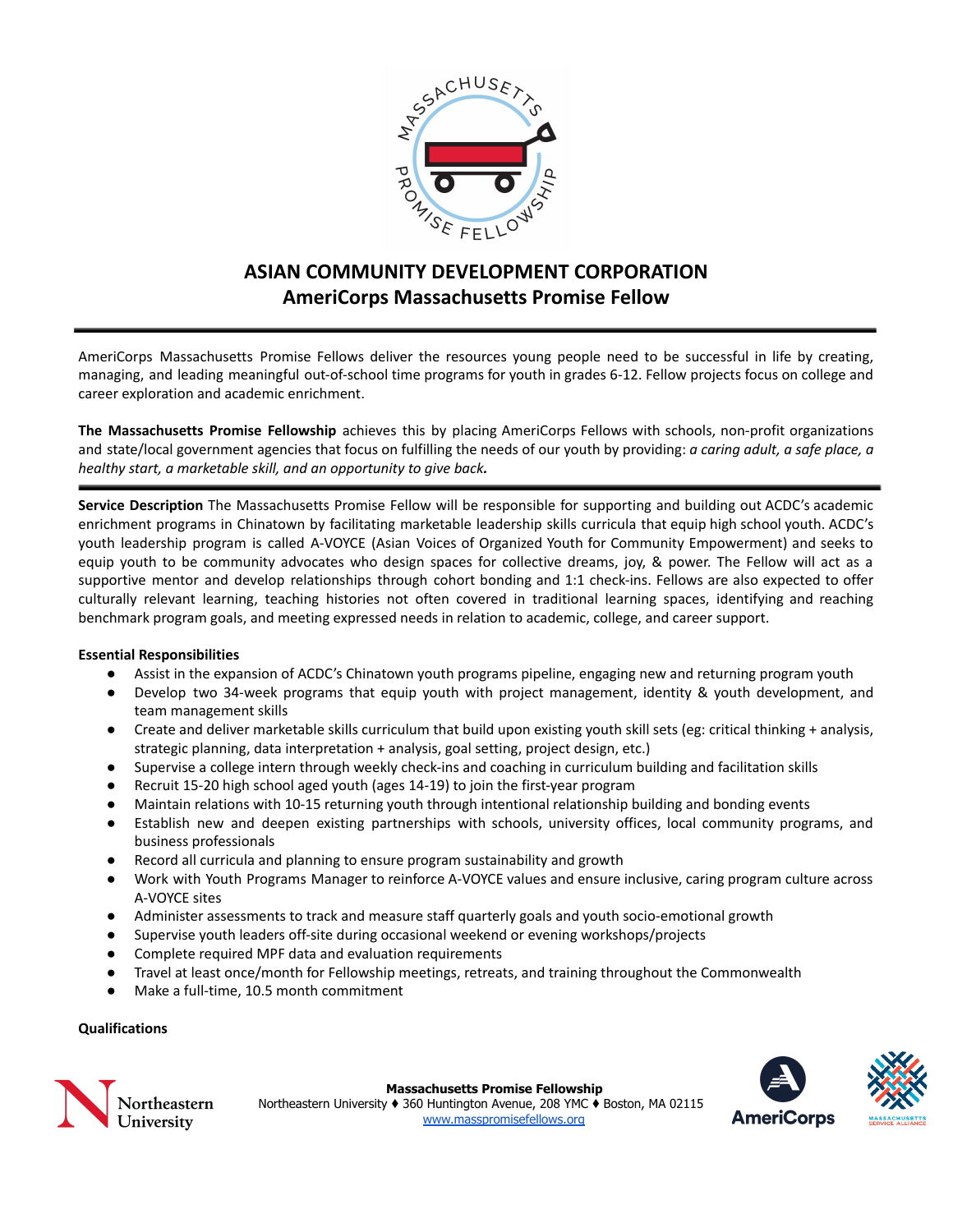# ASIAN COMMUNITY DEVELOPMENT CORPORATION
## AmeriCorps Massachusetts Promise Fellow

AmeriCorps Massachusetts Promise Fellows deliver the resources young people need to be successful in life by creating, managing, and leading meaningful out-of-school time programs for youth in grades 6-12. Fellow projects focus on college and career exploration and academic enrichment.

**The Massachusetts Promise Fellowship** achieves this by placing AmeriCorps Fellows with schools, non-profit organizations and state/local government agencies that focus on fulfilling the needs of our youth by providing: *a caring adult, a safe place, a healthy start, a marketable skill, and an opportunity to give back.*

**Service Description** The Massachusetts Promise Fellow will be responsible for supporting and building out ACDC's academic enrichment programs in Chinatown by facilitating marketable leadership skills curricula that equip high school youth. ACDC's youth leadership program is called A-VOYCE (Asian Voices of Organized Youth for Community Empowerment) and seeks to equip youth to be community advocates who design spaces for collective dreams, joy, & power. The Fellow will act as a supportive mentor and develop relationships through cohort bonding and 1:1 check-ins. Fellows are also expected to offer culturally relevant learning, teaching histories not often covered in traditional learning spaces, identifying and reaching benchmark program goals, and meeting expressed needs in relation to academic, college, and career support.

**Essential Responsibilities**

- Assist in the expansion of ACDC's Chinatown youth programs pipeline, engaging new and returning program youth
- Develop two 34-week programs that equip youth with project management, identity & youth development, and team management skills
- Create and deliver marketable skills curriculum that build upon existing youth skill sets (eg: critical thinking + analysis, strategic planning, data interpretation + analysis, goal setting, project design, etc.)
- Supervise a college intern through weekly check-ins and coaching in curriculum building and facilitation skills
- Recruit 15-20 high school aged youth (ages 14-19) to join the first-year program
- Maintain relations with 10-15 returning youth through intentional relationship building and bonding events
- Establish new and deepen existing partnerships with schools, university offices, local community programs, and business professionals
- Record all curricula and planning to ensure program sustainability and growth
- Work with Youth Programs Manager to reinforce A-VOYCE values and ensure inclusive, caring program culture across A-VOYCE sites
- Administer assessments to track and measure staff quarterly goals and youth socio-emotional growth
- Supervise youth leaders off-site during occasional weekend or evening workshops/projects
- Complete required MPF data and evaluation requirements
- Travel at least once/month for Fellowship meetings, retreats, and training throughout the Commonwealth
- Make a full-time, 10.5 month commitment

**Qualifications**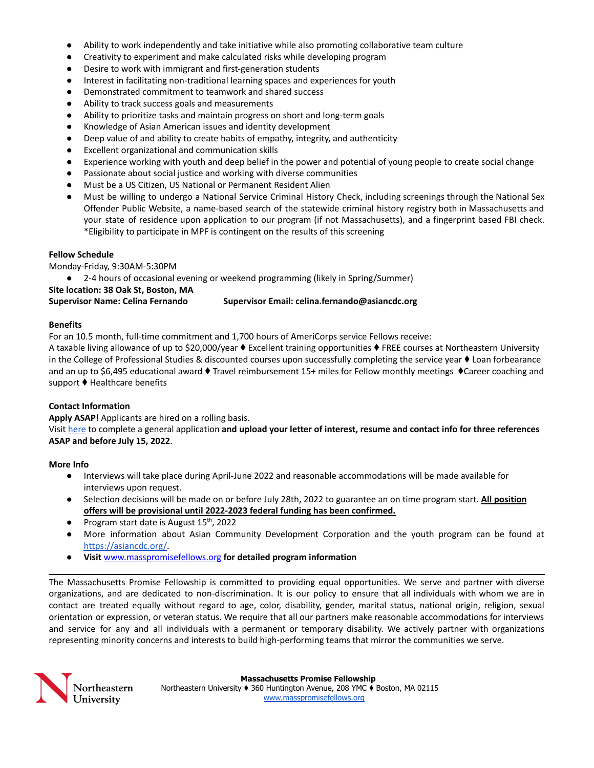- Ability to work independently and take initiative while also promoting collaborative team culture
- Creativity to experiment and make calculated risks while developing program
- Desire to work with immigrant and first-generation students
- Interest in facilitating non-traditional learning spaces and experiences for youth
- Demonstrated commitment to teamwork and shared success
- Ability to track success goals and measurements
- Ability to prioritize tasks and maintain progress on short and long-term goals
- Knowledge of Asian American issues and identity development
- Deep value of and ability to create habits of empathy, integrity, and authenticity
- Excellent organizational and communication skills
- Experience working with youth and deep belief in the power and potential of young people to create social change
- Passionate about social justice and working with diverse communities
- Must be a US Citizen, US National or Permanent Resident Alien
- Must be willing to undergo a National Service Criminal History Check, including screenings through the National Sex Offender Public Website, a name-based search of the statewide criminal history registry both in Massachusetts and your state of residence upon application to our program (if not Massachusetts), and a fingerprint based FBI check. *Eligibility to participate in MPF is contingent on the results of this screening

**Fellow Schedule**

Monday-Friday, 9:30AM-5:30PM

- 2-4 hours of occasional evening or weekend programming (likely in Spring/Summer)

**Site location: 38 Oak St, Boston, MA**

**Supervisor Name: Celina Fernando** **Supervisor Email: celina.fernando@asiancdc.org**

**Benefits**

For an 10.5 month, full-time commitment and 1,700 hours of AmeriCorps service Fellows receive:
A taxable living allowance of up to $20,000/year ♦ Excellent training opportunities ♦ FREE courses at Northeastern University in the College of Professional Studies & discounted courses upon successfully completing the service year ♦ Loan forbearance and an up to $6,495 educational award ♦ Travel reimbursement 15+ miles for Fellow monthly meetings ♦Career coaching and support ♦ Healthcare benefits

**Contact Information**

**Apply ASAP!** Applicants are hired on a rolling basis.
Visit [here]() to complete a general application **and upload your letter of interest, resume and contact info for three references ASAP and before July 15, 2022**.

**More Info**

- Interviews will take place during April-June 2022 and reasonable accommodations will be made available for interviews upon request.
- Selection decisions will be made on or before July 28th, 2022 to guarantee an on time program start. **All position offers will be provisional until 2022-2023 federal funding has been confirmed.**
- Program start date is August 15th, 2022
- More information about Asian Community Development Corporation and the youth program can be found at [https://asiancdc.org/](https://asiancdc.org/).
- **Visit [www.masspromisefellows.org](www.masspromisefellows.org) for detailed program information**

---

The Massachusetts Promise Fellowship is committed to providing equal opportunities. We serve and partner with diverse organizations, and are dedicated to non-discrimination. It is our policy to ensure that all individuals with whom we are in contact are treated equally without regard to age, color, disability, gender, marital status, national origin, religion, sexual orientation or expression, or veteran status. We require that all our partners make reasonable accommodations for interviews and service for any and all individuals with a permanent or temporary disability. We actively partner with organizations representing minority concerns and interests to build high-performing teams that mirror the communities we serve.

Northeastern University

**Massachusetts Promise Fellowship**
Northeastern University ♦ 360 Huntington Avenue, 208 YMC ♦ Boston, MA 02115
[www.masspromisefellows.org](www.masspromisefellows.org)